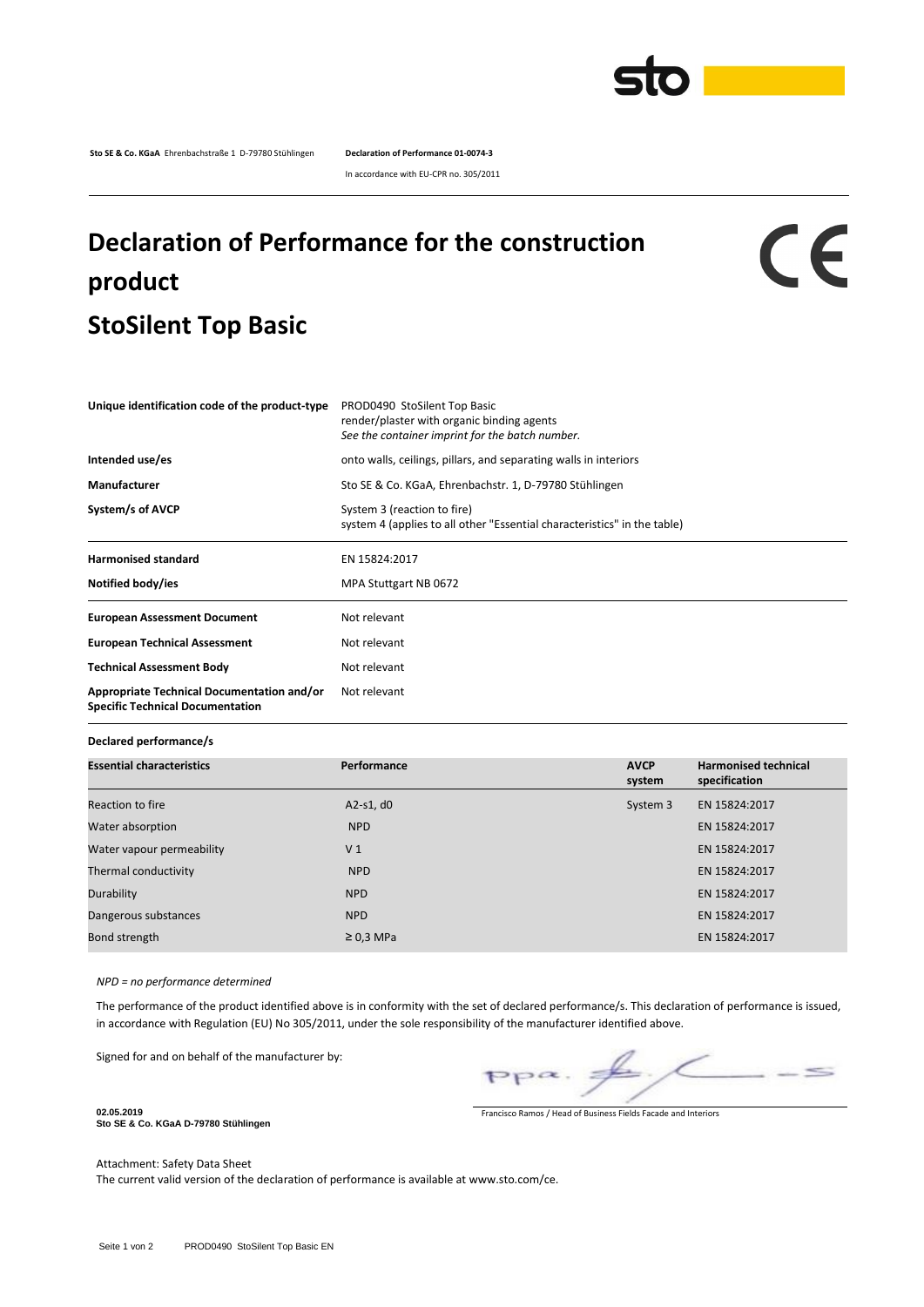**Sto SE & Co. KGaA** Ehrenbachstraße 1 D-79780 Stühlingen **Declaration of Performance 01-0074-3**

In accordance with EU-CPR no. 305/2011

# Declaration of Performance for the construction product
# StoSilent Top Basic

CE

| | |
|---|---|
| **Unique identification code of the product-type** | PROD0490 StoSilent Top Basic<br>render/plaster with organic binding agents<br>*See the container imprint for the batch number.* |
| **Intended use/es** | onto walls, ceilings, pillars, and separating walls in interiors |
| **Manufacturer** | Sto SE & Co. KGaA, Ehrenbachstr. 1, D-79780 Stühlingen |
| **System/s of AVCP** | System 3 (reaction to fire)<br>system 4 (applies to all other "Essential characteristics" in the table) |
| **Harmonised standard** | EN 15824:2017 |
| **Notified body/ies** | MPA Stuttgart NB 0672 |
| **European Assessment Document** | Not relevant |
| **European Technical Assessment** | Not relevant |
| **Technical Assessment Body** | Not relevant |
| **Appropriate Technical Documentation and/or Specific Technical Documentation** | Not relevant |

**Declared performance/s**

| Essential characteristics | Performance | AVCP system | Harmonised technical specification |
|---|---|---|---|
| Reaction to fire | A2-s1, d0 | System 3 | EN 15824:2017 |
| Water absorption | NPD | | EN 15824:2017 |
| Water vapour permeability | V 1 | | EN 15824:2017 |
| Thermal conductivity | NPD | | EN 15824:2017 |
| Durability | NPD | | EN 15824:2017 |
| Dangerous substances | NPD | | EN 15824:2017 |
| Bond strength | ≥ 0,3 MPa | | EN 15824:2017 |

*NPD = no performance determined*

The performance of the product identified above is in conformity with the set of declared performance/s. This declaration of performance is issued, in accordance with Regulation (EU) No 305/2011, under the sole responsibility of the manufacturer identified above.

Signed for and on behalf of the manufacturer by:

ppa.

Francisco Ramos / Head of Business Fields Facade and Interiors

**02.05.2019**
**Sto SE & Co. KGaA D-79780 Stühlingen**

Attachment: Safety Data Sheet
The current valid version of the declaration of performance is available at www.sto.com/ce.

PROD0490 StoSilent Top Basic EN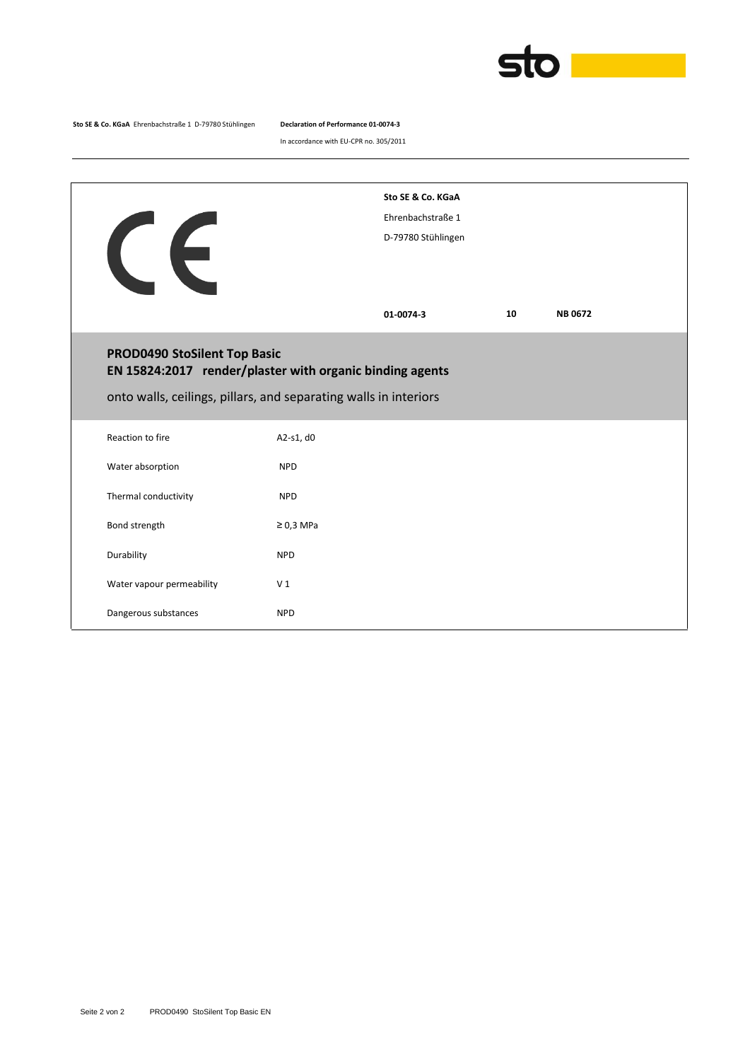**Sto SE & Co. KGaA** Ehrenbachstraße 1 D-79780 Stühlingen

**Declaration of Performance 01-0074-3**

In accordance with EU-CPR no. 305/2011

---

CE

**Sto SE & Co. KGaA**

Ehrenbachstraße 1

D-79780 Stühlingen

**01-0074-3** **10** **NB 0672**

## PROD0490 StoSilent Top Basic
## EN 15824:2017 render/plaster with organic binding agents

onto walls, ceilings, pillars, and separating walls in interiors

| | |
|---|---|
| Reaction to fire | A2-s1, d0 |
| Water absorption | NPD |
| Thermal conductivity | NPD |
| Bond strength | ≥ 0,3 MPa |
| Durability | NPD |
| Water vapour permeability | V 1 |
| Dangerous substances | NPD |